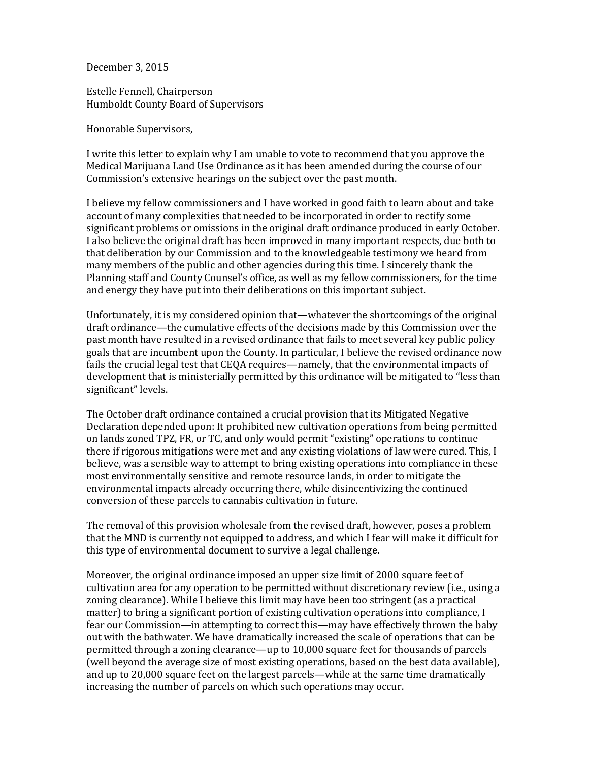December 3, 2015

Estelle Fennell, Chairperson
Humboldt County Board of Supervisors

Honorable Supervisors,

I write this letter to explain why I am unable to vote to recommend that you approve the Medical Marijuana Land Use Ordinance as it has been amended during the course of our Commission's extensive hearings on the subject over the past month.

I believe my fellow commissioners and I have worked in good faith to learn about and take account of many complexities that needed to be incorporated in order to rectify some significant problems or omissions in the original draft ordinance produced in early October. I also believe the original draft has been improved in many important respects, due both to that deliberation by our Commission and to the knowledgeable testimony we heard from many members of the public and other agencies during this time. I sincerely thank the Planning staff and County Counsel's office, as well as my fellow commissioners, for the time and energy they have put into their deliberations on this important subject.

Unfortunately, it is my considered opinion that—whatever the shortcomings of the original draft ordinance—the cumulative effects of the decisions made by this Commission over the past month have resulted in a revised ordinance that fails to meet several key public policy goals that are incumbent upon the County. In particular, I believe the revised ordinance now fails the crucial legal test that CEQA requires—namely, that the environmental impacts of development that is ministerially permitted by this ordinance will be mitigated to "less than significant" levels.

The October draft ordinance contained a crucial provision that its Mitigated Negative Declaration depended upon: It prohibited new cultivation operations from being permitted on lands zoned TPZ, FR, or TC, and only would permit "existing" operations to continue there if rigorous mitigations were met and any existing violations of law were cured. This, I believe, was a sensible way to attempt to bring existing operations into compliance in these most environmentally sensitive and remote resource lands, in order to mitigate the environmental impacts already occurring there, while disincentivizing the continued conversion of these parcels to cannabis cultivation in future.

The removal of this provision wholesale from the revised draft, however, poses a problem that the MND is currently not equipped to address, and which I fear will make it difficult for this type of environmental document to survive a legal challenge.

Moreover, the original ordinance imposed an upper size limit of 2000 square feet of cultivation area for any operation to be permitted without discretionary review (i.e., using a zoning clearance). While I believe this limit may have been too stringent (as a practical matter) to bring a significant portion of existing cultivation operations into compliance, I fear our Commission—in attempting to correct this—may have effectively thrown the baby out with the bathwater. We have dramatically increased the scale of operations that can be permitted through a zoning clearance—up to 10,000 square feet for thousands of parcels (well beyond the average size of most existing operations, based on the best data available), and up to 20,000 square feet on the largest parcels—while at the same time dramatically increasing the number of parcels on which such operations may occur.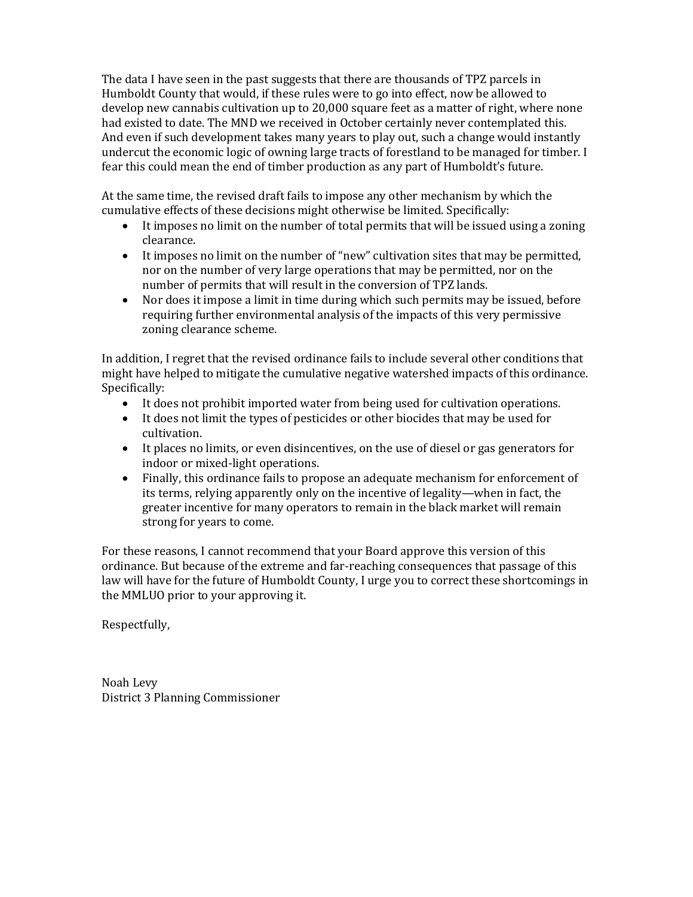The data I have seen in the past suggests that there are thousands of TPZ parcels in Humboldt County that would, if these rules were to go into effect, now be allowed to develop new cannabis cultivation up to 20,000 square feet as a matter of right, where none had existed to date. The MND we received in October certainly never contemplated this. And even if such development takes many years to play out, such a change would instantly undercut the economic logic of owning large tracts of forestland to be managed for timber. I fear this could mean the end of timber production as any part of Humboldt's future.

At the same time, the revised draft fails to impose any other mechanism by which the cumulative effects of these decisions might otherwise be limited. Specifically:

- It imposes no limit on the number of total permits that will be issued using a zoning clearance.
- It imposes no limit on the number of "new" cultivation sites that may be permitted, nor on the number of very large operations that may be permitted, nor on the number of permits that will result in the conversion of TPZ lands.
- Nor does it impose a limit in time during which such permits may be issued, before requiring further environmental analysis of the impacts of this very permissive zoning clearance scheme.

In addition, I regret that the revised ordinance fails to include several other conditions that might have helped to mitigate the cumulative negative watershed impacts of this ordinance. Specifically:

- It does not prohibit imported water from being used for cultivation operations.
- It does not limit the types of pesticides or other biocides that may be used for cultivation.
- It places no limits, or even disincentives, on the use of diesel or gas generators for indoor or mixed-light operations.
- Finally, this ordinance fails to propose an adequate mechanism for enforcement of its terms, relying apparently only on the incentive of legality—when in fact, the greater incentive for many operators to remain in the black market will remain strong for years to come.

For these reasons, I cannot recommend that your Board approve this version of this ordinance. But because of the extreme and far-reaching consequences that passage of this law will have for the future of Humboldt County, I urge you to correct these shortcomings in the MMLUO prior to your approving it.

Respectfully,

Noah Levy
District 3 Planning Commissioner